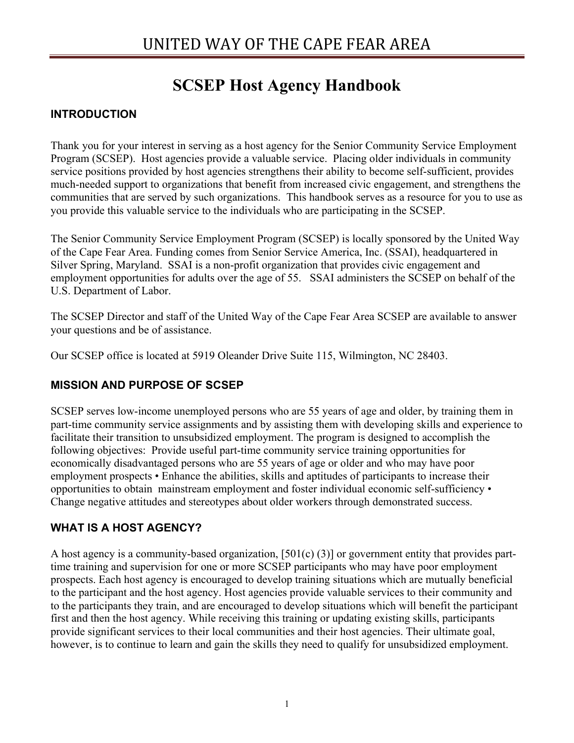# UNITED WAY OF THE CAPE FEAR AREA

# SCSEP Host Agency Handbook

## INTRODUCTION

Thank you for your interest in serving as a host agency for the Senior Community Service Employment Program (SCSEP). Host agencies provide a valuable service. Placing older individuals in community service positions provided by host agencies strengthens their ability to become self-sufficient, provides much-needed support to organizations that benefit from increased civic engagement, and strengthens the communities that are served by such organizations. This handbook serves as a resource for you to use as you provide this valuable service to the individuals who are participating in the SCSEP.

The Senior Community Service Employment Program (SCSEP) is locally sponsored by the United Way of the Cape Fear Area. Funding comes from Senior Service America, Inc. (SSAI), headquartered in Silver Spring, Maryland. SSAI is a non-profit organization that provides civic engagement and employment opportunities for adults over the age of 55. SSAI administers the SCSEP on behalf of the U.S. Department of Labor.

The SCSEP Director and staff of the United Way of the Cape Fear Area SCSEP are available to answer your questions and be of assistance.

Our SCSEP office is located at 5919 Oleander Drive Suite 115, Wilmington, NC 28403.

## MISSION AND PURPOSE OF SCSEP

SCSEP serves low-income unemployed persons who are 55 years of age and older, by training them in part-time community service assignments and by assisting them with developing skills and experience to facilitate their transition to unsubsidized employment. The program is designed to accomplish the following objectives: Provide useful part-time community service training opportunities for economically disadvantaged persons who are 55 years of age or older and who may have poor employment prospects • Enhance the abilities, skills and aptitudes of participants to increase their opportunities to obtain mainstream employment and foster individual economic self-sufficiency • Change negative attitudes and stereotypes about older workers through demonstrated success.

## WHAT IS A HOST AGENCY?

A host agency is a community-based organization, [501(c) (3)] or government entity that provides part-time training and supervision for one or more SCSEP participants who may have poor employment prospects. Each host agency is encouraged to develop training situations which are mutually beneficial to the participant and the host agency. Host agencies provide valuable services to their community and to the participants they train, and are encouraged to develop situations which will benefit the participant first and then the host agency. While receiving this training or updating existing skills, participants provide significant services to their local communities and their host agencies. Their ultimate goal, however, is to continue to learn and gain the skills they need to qualify for unsubsidized employment.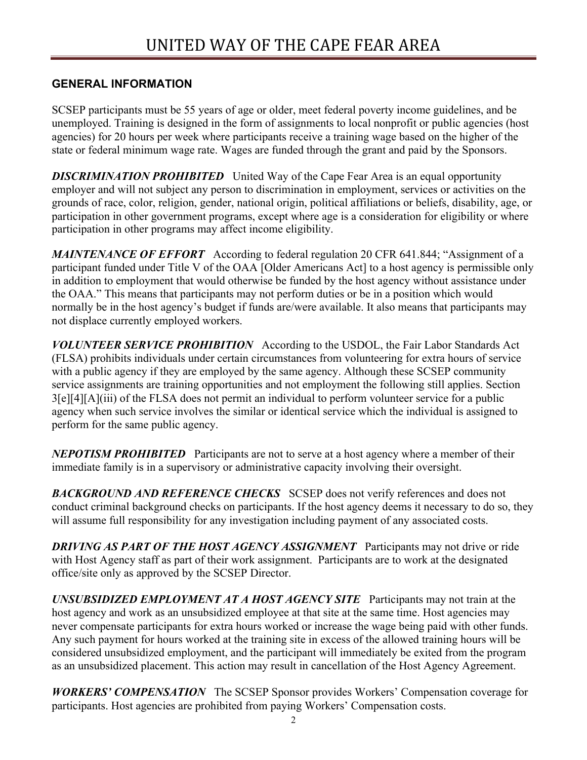# UNITED WAY OF THE CAPE FEAR AREA

## GENERAL INFORMATION

SCSEP participants must be 55 years of age or older, meet federal poverty income guidelines, and be unemployed. Training is designed in the form of assignments to local nonprofit or public agencies (host agencies) for 20 hours per week where participants receive a training wage based on the higher of the state or federal minimum wage rate. Wages are funded through the grant and paid by the Sponsors.

***DISCRIMINATION PROHIBITED*** United Way of the Cape Fear Area is an equal opportunity employer and will not subject any person to discrimination in employment, services or activities on the grounds of race, color, religion, gender, national origin, political affiliations or beliefs, disability, age, or participation in other government programs, except where age is a consideration for eligibility or where participation in other programs may affect income eligibility.

***MAINTENANCE OF EFFORT*** According to federal regulation 20 CFR 641.844; "Assignment of a participant funded under Title V of the OAA [Older Americans Act] to a host agency is permissible only in addition to employment that would otherwise be funded by the host agency without assistance under the OAA." This means that participants may not perform duties or be in a position which would normally be in the host agency's budget if funds are/were available. It also means that participants may not displace currently employed workers.

***VOLUNTEER SERVICE PROHIBITION*** According to the USDOL, the Fair Labor Standards Act (FLSA) prohibits individuals under certain circumstances from volunteering for extra hours of service with a public agency if they are employed by the same agency. Although these SCSEP community service assignments are training opportunities and not employment the following still applies. Section 3[e][4][A](iii) of the FLSA does not permit an individual to perform volunteer service for a public agency when such service involves the similar or identical service which the individual is assigned to perform for the same public agency.

***NEPOTISM PROHIBITED*** Participants are not to serve at a host agency where a member of their immediate family is in a supervisory or administrative capacity involving their oversight.

***BACKGROUND AND REFERENCE CHECKS*** SCSEP does not verify references and does not conduct criminal background checks on participants. If the host agency deems it necessary to do so, they will assume full responsibility for any investigation including payment of any associated costs.

***DRIVING AS PART OF THE HOST AGENCY ASSIGNMENT*** Participants may not drive or ride with Host Agency staff as part of their work assignment. Participants are to work at the designated office/site only as approved by the SCSEP Director.

***UNSUBSIDIZED EMPLOYMENT AT A HOST AGENCY SITE*** Participants may not train at the host agency and work as an unsubsidized employee at that site at the same time. Host agencies may never compensate participants for extra hours worked or increase the wage being paid with other funds. Any such payment for hours worked at the training site in excess of the allowed training hours will be considered unsubsidized employment, and the participant will immediately be exited from the program as an unsubsidized placement. This action may result in cancellation of the Host Agency Agreement.

***WORKERS' COMPENSATION*** The SCSEP Sponsor provides Workers' Compensation coverage for participants. Host agencies are prohibited from paying Workers' Compensation costs.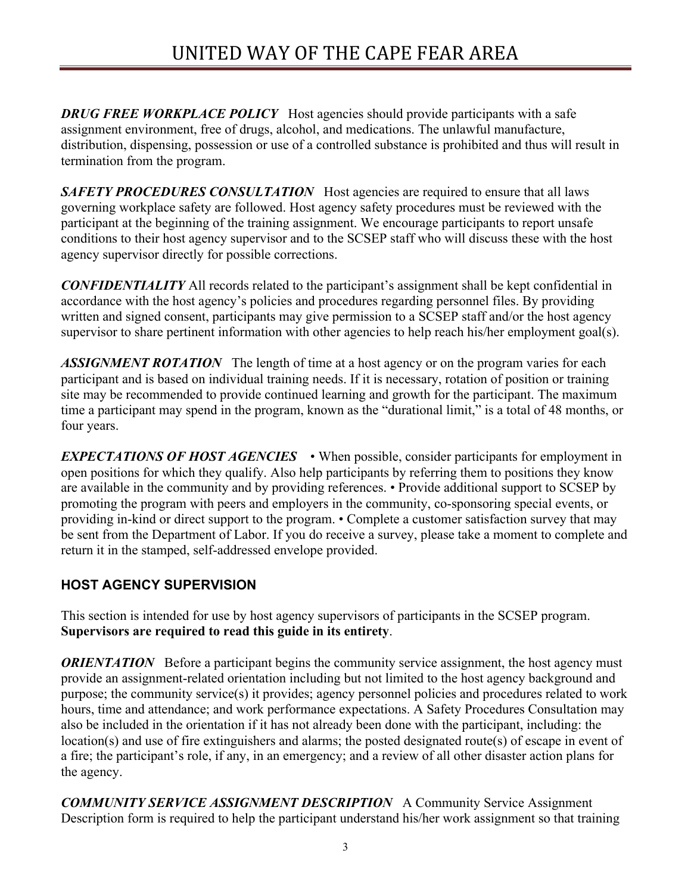***DRUG FREE WORKPLACE POLICY*** Host agencies should provide participants with a safe assignment environment, free of drugs, alcohol, and medications. The unlawful manufacture, distribution, dispensing, possession or use of a controlled substance is prohibited and thus will result in termination from the program.

***SAFETY PROCEDURES CONSULTATION*** Host agencies are required to ensure that all laws governing workplace safety are followed. Host agency safety procedures must be reviewed with the participant at the beginning of the training assignment. We encourage participants to report unsafe conditions to their host agency supervisor and to the SCSEP staff who will discuss these with the host agency supervisor directly for possible corrections.

***CONFIDENTIALITY*** All records related to the participant's assignment shall be kept confidential in accordance with the host agency's policies and procedures regarding personnel files. By providing written and signed consent, participants may give permission to a SCSEP staff and/or the host agency supervisor to share pertinent information with other agencies to help reach his/her employment goal(s).

***ASSIGNMENT ROTATION*** The length of time at a host agency or on the program varies for each participant and is based on individual training needs. If it is necessary, rotation of position or training site may be recommended to provide continued learning and growth for the participant. The maximum time a participant may spend in the program, known as the "durational limit," is a total of 48 months, or four years.

***EXPECTATIONS OF HOST AGENCIES*** • When possible, consider participants for employment in open positions for which they qualify. Also help participants by referring them to positions they know are available in the community and by providing references. • Provide additional support to SCSEP by promoting the program with peers and employers in the community, co-sponsoring special events, or providing in-kind or direct support to the program. • Complete a customer satisfaction survey that may be sent from the Department of Labor. If you do receive a survey, please take a moment to complete and return it in the stamped, self-addressed envelope provided.

## HOST AGENCY SUPERVISION

This section is intended for use by host agency supervisors of participants in the SCSEP program. **Supervisors are required to read this guide in its entirety**.

***ORIENTATION*** Before a participant begins the community service assignment, the host agency must provide an assignment-related orientation including but not limited to the host agency background and purpose; the community service(s) it provides; agency personnel policies and procedures related to work hours, time and attendance; and work performance expectations. A Safety Procedures Consultation may also be included in the orientation if it has not already been done with the participant, including: the location(s) and use of fire extinguishers and alarms; the posted designated route(s) of escape in event of a fire; the participant's role, if any, in an emergency; and a review of all other disaster action plans for the agency.

***COMMUNITY SERVICE ASSIGNMENT DESCRIPTION*** A Community Service Assignment Description form is required to help the participant understand his/her work assignment so that training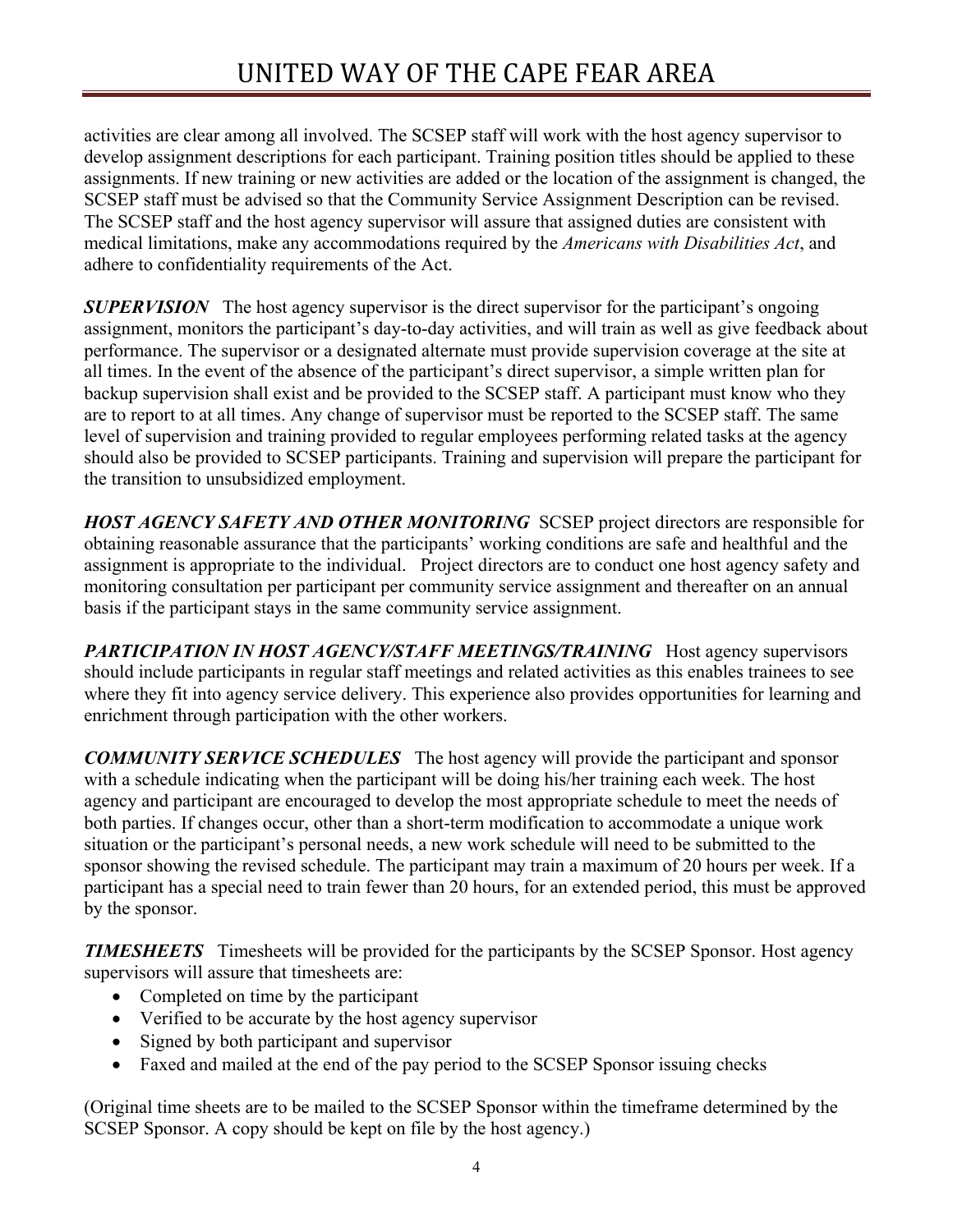activities are clear among all involved. The SCSEP staff will work with the host agency supervisor to develop assignment descriptions for each participant. Training position titles should be applied to these assignments. If new training or new activities are added or the location of the assignment is changed, the SCSEP staff must be advised so that the Community Service Assignment Description can be revised. The SCSEP staff and the host agency supervisor will assure that assigned duties are consistent with medical limitations, make any accommodations required by the *Americans with Disabilities Act*, and adhere to confidentiality requirements of the Act.

***SUPERVISION*** The host agency supervisor is the direct supervisor for the participant's ongoing assignment, monitors the participant's day-to-day activities, and will train as well as give feedback about performance. The supervisor or a designated alternate must provide supervision coverage at the site at all times. In the event of the absence of the participant's direct supervisor, a simple written plan for backup supervision shall exist and be provided to the SCSEP staff. A participant must know who they are to report to at all times. Any change of supervisor must be reported to the SCSEP staff. The same level of supervision and training provided to regular employees performing related tasks at the agency should also be provided to SCSEP participants. Training and supervision will prepare the participant for the transition to unsubsidized employment.

***HOST AGENCY SAFETY AND OTHER MONITORING*** SCSEP project directors are responsible for obtaining reasonable assurance that the participants' working conditions are safe and healthful and the assignment is appropriate to the individual. Project directors are to conduct one host agency safety and monitoring consultation per participant per community service assignment and thereafter on an annual basis if the participant stays in the same community service assignment.

***PARTICIPATION IN HOST AGENCY/STAFF MEETINGS/TRAINING*** Host agency supervisors should include participants in regular staff meetings and related activities as this enables trainees to see where they fit into agency service delivery. This experience also provides opportunities for learning and enrichment through participation with the other workers.

***COMMUNITY SERVICE SCHEDULES*** The host agency will provide the participant and sponsor with a schedule indicating when the participant will be doing his/her training each week. The host agency and participant are encouraged to develop the most appropriate schedule to meet the needs of both parties. If changes occur, other than a short-term modification to accommodate a unique work situation or the participant's personal needs, a new work schedule will need to be submitted to the sponsor showing the revised schedule. The participant may train a maximum of 20 hours per week. If a participant has a special need to train fewer than 20 hours, for an extended period, this must be approved by the sponsor.

***TIMESHEETS*** Timesheets will be provided for the participants by the SCSEP Sponsor. Host agency supervisors will assure that timesheets are:

- Completed on time by the participant
- Verified to be accurate by the host agency supervisor
- Signed by both participant and supervisor
- Faxed and mailed at the end of the pay period to the SCSEP Sponsor issuing checks

(Original time sheets are to be mailed to the SCSEP Sponsor within the timeframe determined by the SCSEP Sponsor. A copy should be kept on file by the host agency.)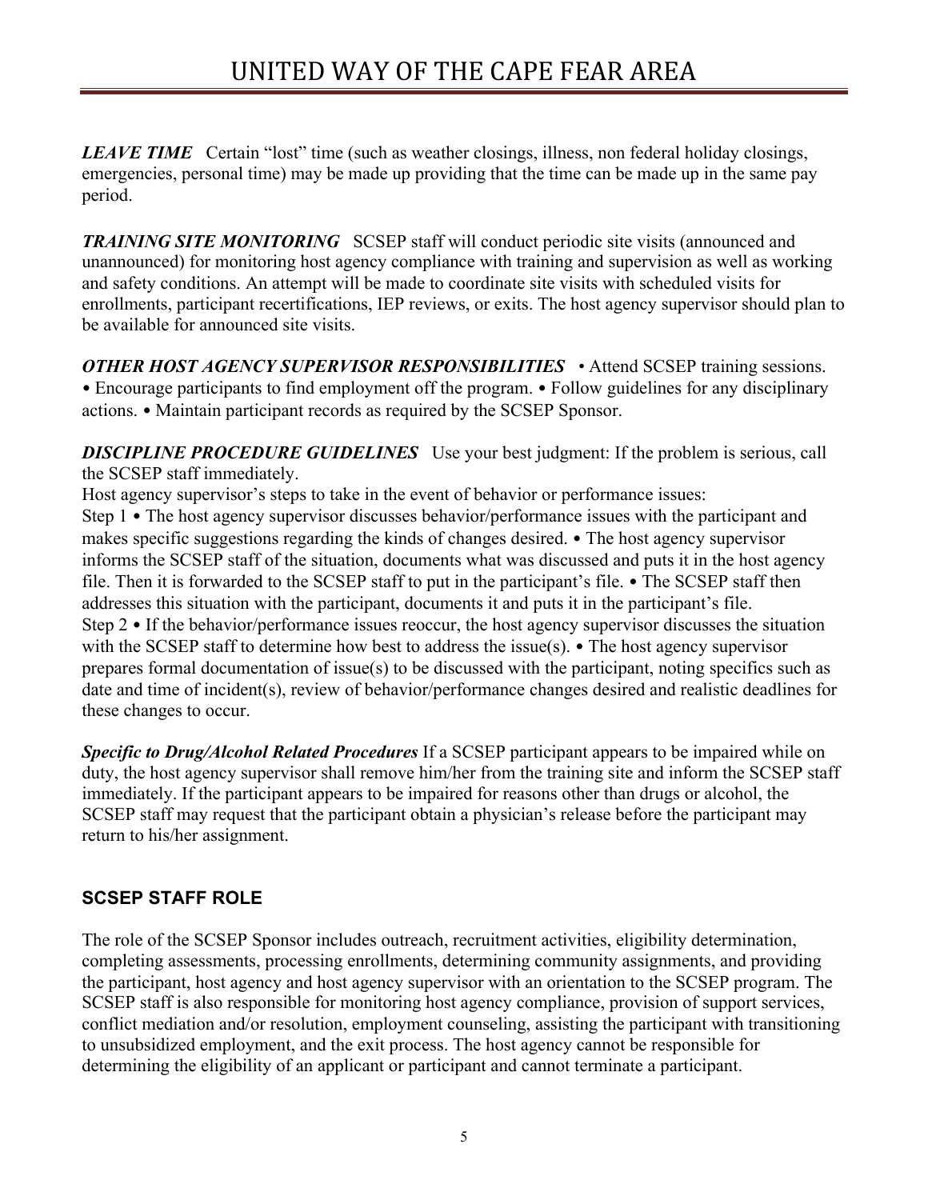***LEAVE TIME*** Certain “lost” time (such as weather closings, illness, non federal holiday closings, emergencies, personal time) may be made up providing that the time can be made up in the same pay period.

***TRAINING SITE MONITORING*** SCSEP staff will conduct periodic site visits (announced and unannounced) for monitoring host agency compliance with training and supervision as well as working and safety conditions. An attempt will be made to coordinate site visits with scheduled visits for enrollments, participant recertifications, IEP reviews, or exits. The host agency supervisor should plan to be available for announced site visits.

***OTHER HOST AGENCY SUPERVISOR RESPONSIBILITIES*** • Attend SCSEP training sessions. • Encourage participants to find employment off the program. • Follow guidelines for any disciplinary actions. • Maintain participant records as required by the SCSEP Sponsor.

***DISCIPLINE PROCEDURE GUIDELINES*** Use your best judgment: If the problem is serious, call the SCSEP staff immediately.

Host agency supervisor’s steps to take in the event of behavior or performance issues:

Step 1 • The host agency supervisor discusses behavior/performance issues with the participant and makes specific suggestions regarding the kinds of changes desired. • The host agency supervisor informs the SCSEP staff of the situation, documents what was discussed and puts it in the host agency file. Then it is forwarded to the SCSEP staff to put in the participant’s file. • The SCSEP staff then addresses this situation with the participant, documents it and puts it in the participant’s file.

Step 2 • If the behavior/performance issues reoccur, the host agency supervisor discusses the situation with the SCSEP staff to determine how best to address the issue(s). • The host agency supervisor prepares formal documentation of issue(s) to be discussed with the participant, noting specifics such as date and time of incident(s), review of behavior/performance changes desired and realistic deadlines for these changes to occur.

***Specific to Drug/Alcohol Related Procedures*** If a SCSEP participant appears to be impaired while on duty, the host agency supervisor shall remove him/her from the training site and inform the SCSEP staff immediately. If the participant appears to be impaired for reasons other than drugs or alcohol, the SCSEP staff may request that the participant obtain a physician’s release before the participant may return to his/her assignment.

## SCSEP STAFF ROLE

The role of the SCSEP Sponsor includes outreach, recruitment activities, eligibility determination, completing assessments, processing enrollments, determining community assignments, and providing the participant, host agency and host agency supervisor with an orientation to the SCSEP program. The SCSEP staff is also responsible for monitoring host agency compliance, provision of support services, conflict mediation and/or resolution, employment counseling, assisting the participant with transitioning to unsubsidized employment, and the exit process. The host agency cannot be responsible for determining the eligibility of an applicant or participant and cannot terminate a participant.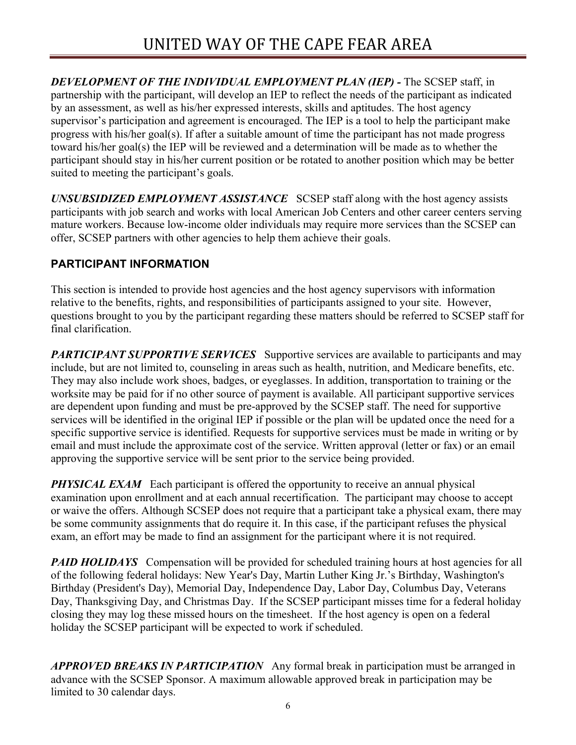***DEVELOPMENT OF THE INDIVIDUAL EMPLOYMENT PLAN (IEP) -*** The SCSEP staff, in partnership with the participant, will develop an IEP to reflect the needs of the participant as indicated by an assessment, as well as his/her expressed interests, skills and aptitudes. The host agency supervisor's participation and agreement is encouraged. The IEP is a tool to help the participant make progress with his/her goal(s). If after a suitable amount of time the participant has not made progress toward his/her goal(s) the IEP will be reviewed and a determination will be made as to whether the participant should stay in his/her current position or be rotated to another position which may be better suited to meeting the participant's goals.

***UNSUBSIDIZED EMPLOYMENT ASSISTANCE*** SCSEP staff along with the host agency assists participants with job search and works with local American Job Centers and other career centers serving mature workers. Because low-income older individuals may require more services than the SCSEP can offer, SCSEP partners with other agencies to help them achieve their goals.

## PARTICIPANT INFORMATION

This section is intended to provide host agencies and the host agency supervisors with information relative to the benefits, rights, and responsibilities of participants assigned to your site. However, questions brought to you by the participant regarding these matters should be referred to SCSEP staff for final clarification.

***PARTICIPANT SUPPORTIVE SERVICES*** Supportive services are available to participants and may include, but are not limited to, counseling in areas such as health, nutrition, and Medicare benefits, etc. They may also include work shoes, badges, or eyeglasses. In addition, transportation to training or the worksite may be paid for if no other source of payment is available. All participant supportive services are dependent upon funding and must be pre-approved by the SCSEP staff. The need for supportive services will be identified in the original IEP if possible or the plan will be updated once the need for a specific supportive service is identified. Requests for supportive services must be made in writing or by email and must include the approximate cost of the service. Written approval (letter or fax) or an email approving the supportive service will be sent prior to the service being provided.

***PHYSICAL EXAM*** Each participant is offered the opportunity to receive an annual physical examination upon enrollment and at each annual recertification. The participant may choose to accept or waive the offers. Although SCSEP does not require that a participant take a physical exam, there may be some community assignments that do require it. In this case, if the participant refuses the physical exam, an effort may be made to find an assignment for the participant where it is not required.

***PAID HOLIDAYS*** Compensation will be provided for scheduled training hours at host agencies for all of the following federal holidays: New Year's Day, Martin Luther King Jr.'s Birthday, Washington's Birthday (President's Day), Memorial Day, Independence Day, Labor Day, Columbus Day, Veterans Day, Thanksgiving Day, and Christmas Day. If the SCSEP participant misses time for a federal holiday closing they may log these missed hours on the timesheet. If the host agency is open on a federal holiday the SCSEP participant will be expected to work if scheduled.

***APPROVED BREAKS IN PARTICIPATION*** Any formal break in participation must be arranged in advance with the SCSEP Sponsor. A maximum allowable approved break in participation may be limited to 30 calendar days.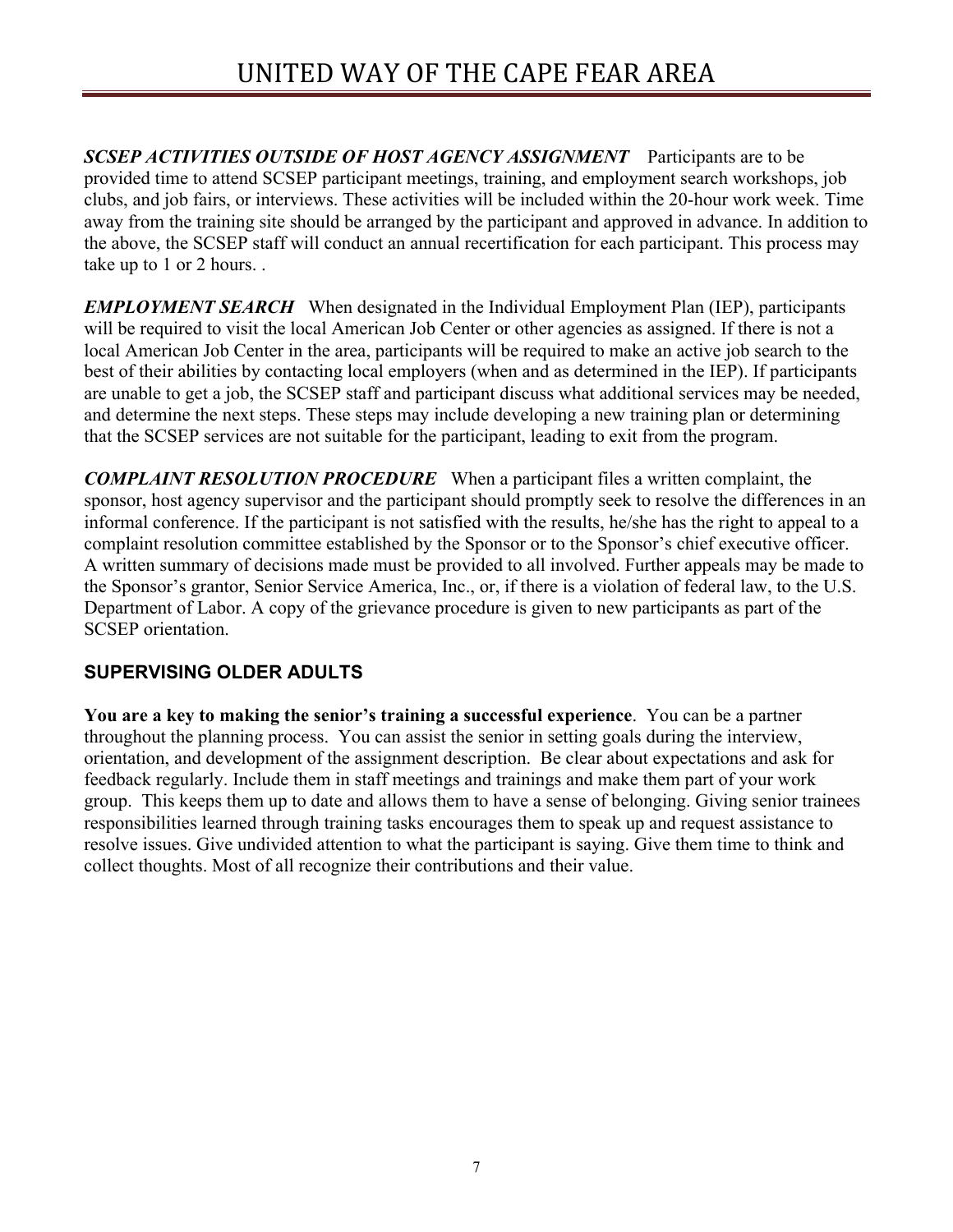***SCSEP ACTIVITIES OUTSIDE OF HOST AGENCY ASSIGNMENT*** Participants are to be provided time to attend SCSEP participant meetings, training, and employment search workshops, job clubs, and job fairs, or interviews. These activities will be included within the 20-hour work week. Time away from the training site should be arranged by the participant and approved in advance. In addition to the above, the SCSEP staff will conduct an annual recertification for each participant. This process may take up to 1 or 2 hours. .

***EMPLOYMENT SEARCH*** When designated in the Individual Employment Plan (IEP), participants will be required to visit the local American Job Center or other agencies as assigned. If there is not a local American Job Center in the area, participants will be required to make an active job search to the best of their abilities by contacting local employers (when and as determined in the IEP). If participants are unable to get a job, the SCSEP staff and participant discuss what additional services may be needed, and determine the next steps. These steps may include developing a new training plan or determining that the SCSEP services are not suitable for the participant, leading to exit from the program.

***COMPLAINT RESOLUTION PROCEDURE*** When a participant files a written complaint, the sponsor, host agency supervisor and the participant should promptly seek to resolve the differences in an informal conference. If the participant is not satisfied with the results, he/she has the right to appeal to a complaint resolution committee established by the Sponsor or to the Sponsor's chief executive officer. A written summary of decisions made must be provided to all involved. Further appeals may be made to the Sponsor's grantor, Senior Service America, Inc., or, if there is a violation of federal law, to the U.S. Department of Labor. A copy of the grievance procedure is given to new participants as part of the SCSEP orientation.

## SUPERVISING OLDER ADULTS

**You are a key to making the senior's training a successful experience**. You can be a partner throughout the planning process. You can assist the senior in setting goals during the interview, orientation, and development of the assignment description. Be clear about expectations and ask for feedback regularly. Include them in staff meetings and trainings and make them part of your work group. This keeps them up to date and allows them to have a sense of belonging. Giving senior trainees responsibilities learned through training tasks encourages them to speak up and request assistance to resolve issues. Give undivided attention to what the participant is saying. Give them time to think and collect thoughts. Most of all recognize their contributions and their value.